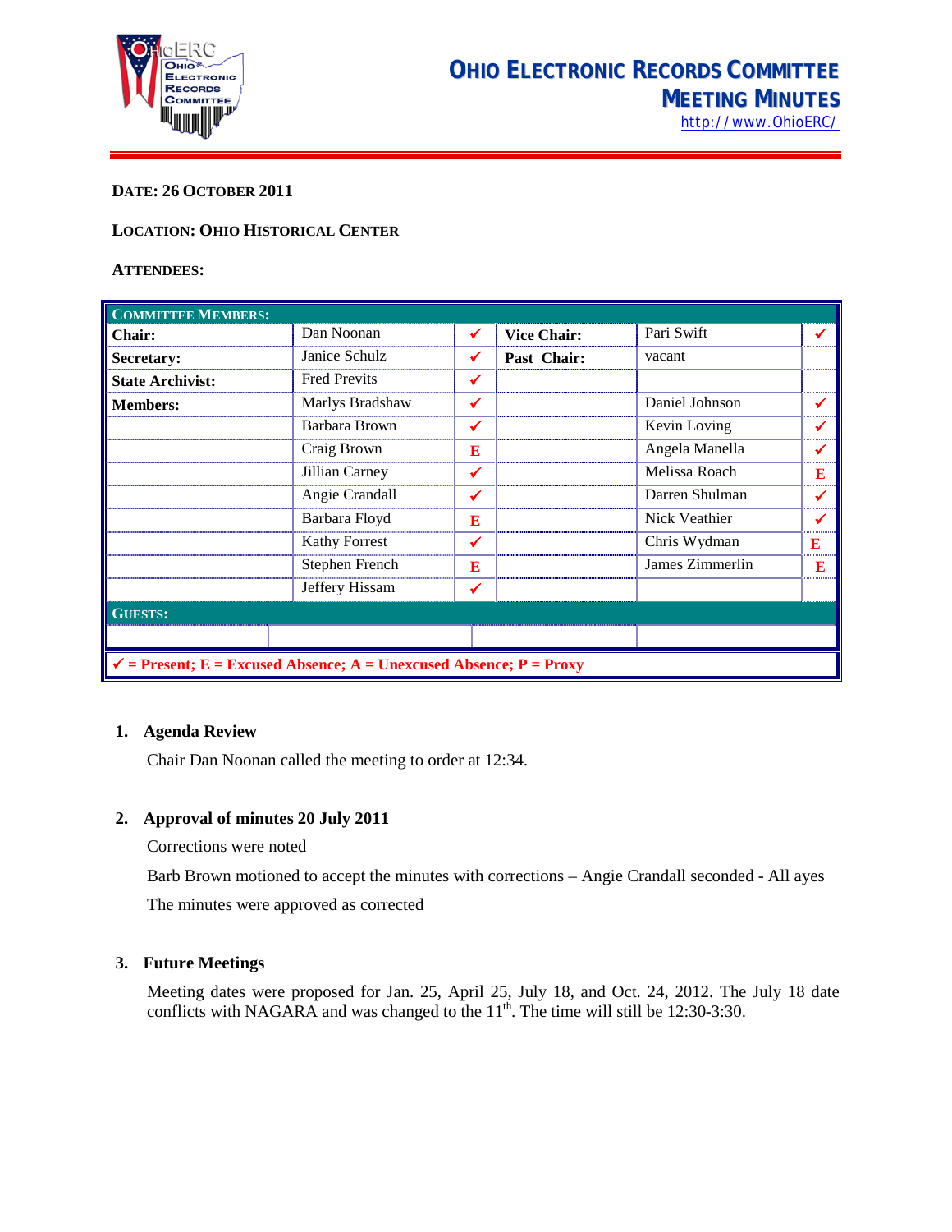# Ohio Electronic Records Committee

## Meeting Minutes

http://www.OhioERC/

**DATE: 26 OCTOBER 2011**

**LOCATION: OHIO HISTORICAL CENTER**

**ATTENDEES:**

| **COMMITTEE MEMBERS:** | | | | | |
|---|---|---|---|---|---|
| **Chair:** | Dan Noonan | ✓ | **Vice Chair:** | Pari Swift | ✓ |
| **Secretary:** | Janice Schulz | ✓ | **Past Chair:** | vacant | |
| **State Archivist:** | Fred Previts | ✓ | | | |
| **Members:** | Marlys Bradshaw | ✓ | | Daniel Johnson | ✓ |
| | Barbara Brown | ✓ | | Kevin Loving | ✓ |
| | Craig Brown | E | | Angela Manella | ✓ |
| | Jillian Carney | ✓ | | Melissa Roach | E |
| | Angie Crandall | ✓ | | Darren Shulman | ✓ |
| | Barbara Floyd | E | | Nick Veathier | ✓ |
| | Kathy Forrest | ✓ | | Chris Wydman | E |
| | Stephen French | E | | James Zimmerlin | E |
| | Jeffery Hissam | ✓ | | | |
| **GUESTS:** | | | | | |
| | | | | | |
| ✓ = Present; E = Excused Absence; A = Unexcused Absence; P = Proxy | | | | | |

1. **Agenda Review**

   Chair Dan Noonan called the meeting to order at 12:34.

2. **Approval of minutes 20 July 2011**

   Corrections were noted

   Barb Brown motioned to accept the minutes with corrections – Angie Crandall seconded - All ayes

   The minutes were approved as corrected

3. **Future Meetings**

   Meeting dates were proposed for Jan. 25, April 25, July 18, and Oct. 24, 2012. The July 18 date conflicts with NAGARA and was changed to the 11th. The time will still be 12:30-3:30.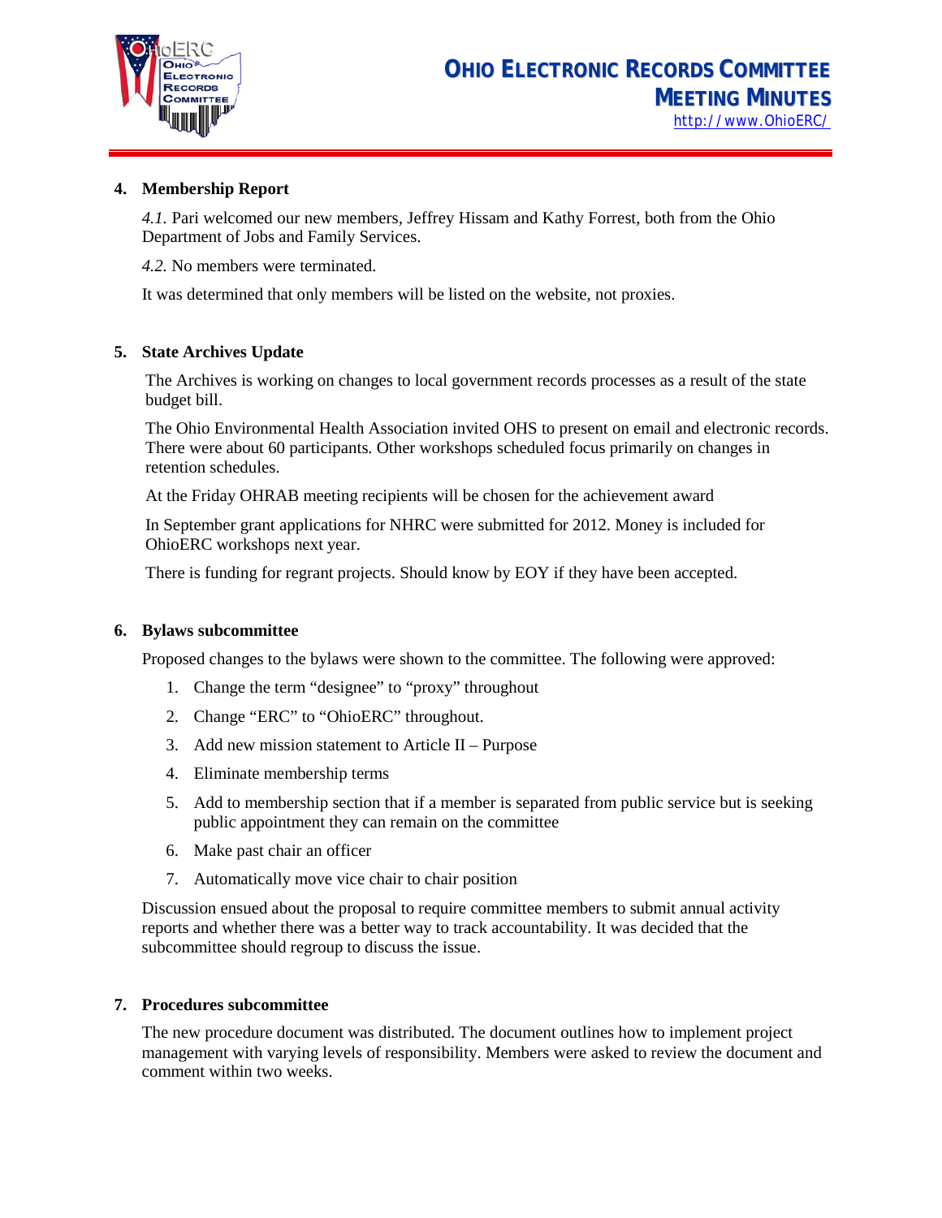**4. Membership Report**

*4.1.* Pari welcomed our new members, Jeffrey Hissam and Kathy Forrest, both from the Ohio Department of Jobs and Family Services.

*4.2.* No members were terminated.

It was determined that only members will be listed on the website, not proxies.

**5. State Archives Update**

The Archives is working on changes to local government records processes as a result of the state budget bill.

The Ohio Environmental Health Association invited OHS to present on email and electronic records. There were about 60 participants. Other workshops scheduled focus primarily on changes in retention schedules.

At the Friday OHRAB meeting recipients will be chosen for the achievement award

In September grant applications for NHRC were submitted for 2012. Money is included for OhioERC workshops next year.

There is funding for regrant projects. Should know by EOY if they have been accepted.

**6. Bylaws subcommittee**

Proposed changes to the bylaws were shown to the committee. The following were approved:

1. Change the term "designee" to "proxy" throughout
2. Change "ERC" to "OhioERC" throughout.
3. Add new mission statement to Article II – Purpose
4. Eliminate membership terms
5. Add to membership section that if a member is separated from public service but is seeking public appointment they can remain on the committee
6. Make past chair an officer
7. Automatically move vice chair to chair position

Discussion ensued about the proposal to require committee members to submit annual activity reports and whether there was a better way to track accountability. It was decided that the subcommittee should regroup to discuss the issue.

**7. Procedures subcommittee**

The new procedure document was distributed. The document outlines how to implement project management with varying levels of responsibility. Members were asked to review the document and comment within two weeks.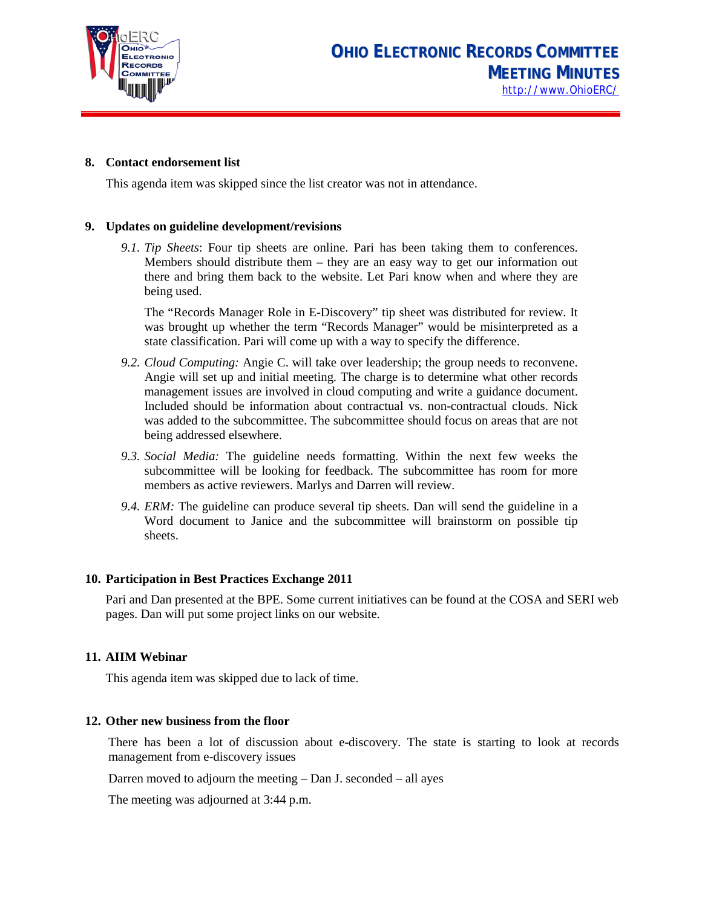**8. Contact endorsement list**

This agenda item was skipped since the list creator was not in attendance.

**9. Updates on guideline development/revisions**

9.1. *Tip Sheets*: Four tip sheets are online. Pari has been taking them to conferences. Members should distribute them – they are an easy way to get our information out there and bring them back to the website. Let Pari know when and where they are being used.

The "Records Manager Role in E-Discovery" tip sheet was distributed for review. It was brought up whether the term "Records Manager" would be misinterpreted as a state classification. Pari will come up with a way to specify the difference.

9.2. *Cloud Computing:* Angie C. will take over leadership; the group needs to reconvene. Angie will set up and initial meeting. The charge is to determine what other records management issues are involved in cloud computing and write a guidance document. Included should be information about contractual vs. non-contractual clouds. Nick was added to the subcommittee. The subcommittee should focus on areas that are not being addressed elsewhere.

9.3. *Social Media:* The guideline needs formatting. Within the next few weeks the subcommittee will be looking for feedback. The subcommittee has room for more members as active reviewers. Marlys and Darren will review.

9.4. *ERM:* The guideline can produce several tip sheets. Dan will send the guideline in a Word document to Janice and the subcommittee will brainstorm on possible tip sheets.

**10. Participation in Best Practices Exchange 2011**

Pari and Dan presented at the BPE. Some current initiatives can be found at the COSA and SERI web pages. Dan will put some project links on our website.

**11. AIIM Webinar**

This agenda item was skipped due to lack of time.

**12. Other new business from the floor**

There has been a lot of discussion about e-discovery. The state is starting to look at records management from e-discovery issues

Darren moved to adjourn the meeting – Dan J. seconded – all ayes

The meeting was adjourned at 3:44 p.m.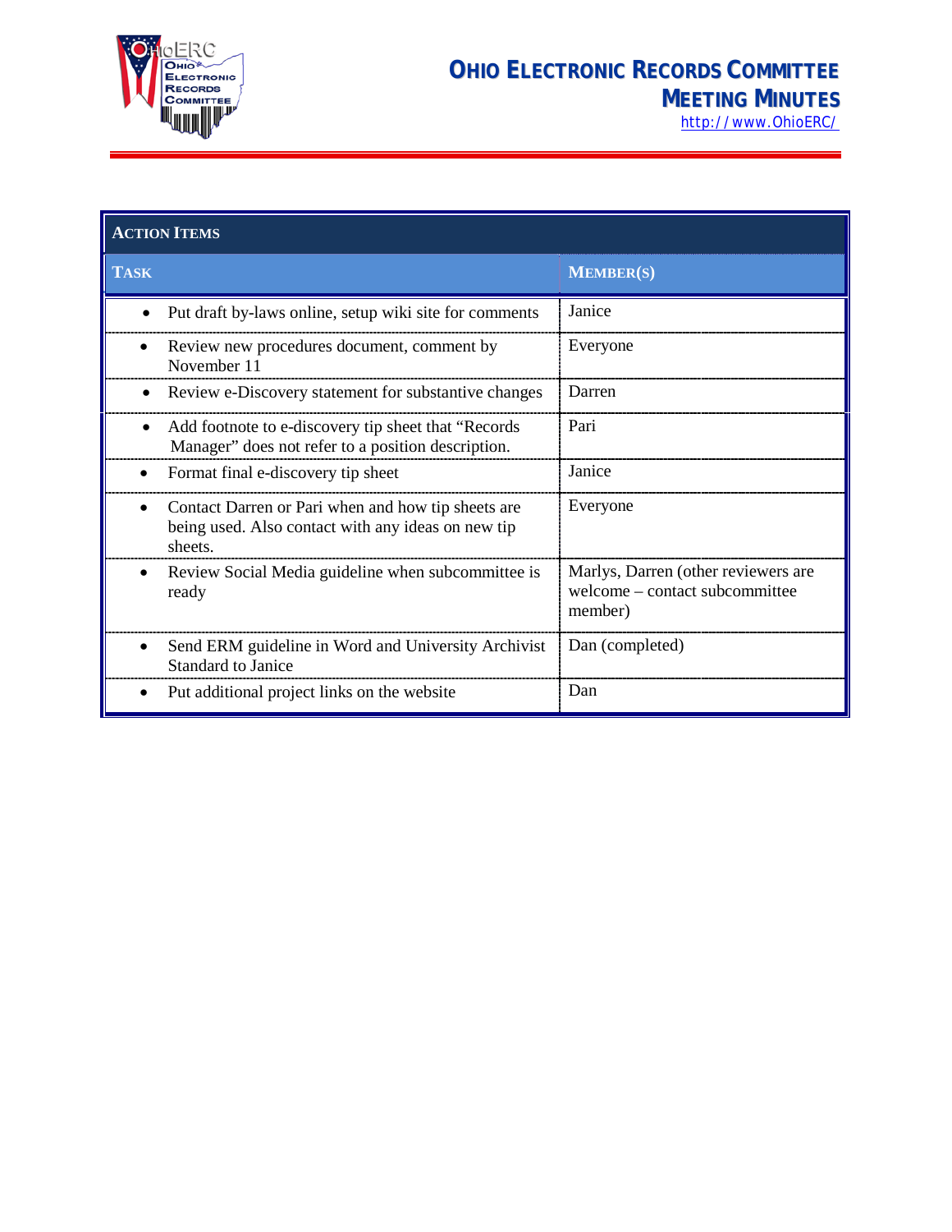| ACTION ITEMS | |
|---|---|
| **TASK** | **MEMBER(S)** |
| • Put draft by-laws online, setup wiki site for comments | Janice |
| • Review new procedures document, comment by November 11 | Everyone |
| • Review e-Discovery statement for substantive changes | Darren |
| • Add footnote to e-discovery tip sheet that “Records Manager” does not refer to a position description. | Pari |
| • Format final e-discovery tip sheet | Janice |
| • Contact Darren or Pari when and how tip sheets are being used. Also contact with any ideas on new tip sheets. | Everyone |
| • Review Social Media guideline when subcommittee is ready | Marlys, Darren (other reviewers are welcome – contact subcommittee member) |
| • Send ERM guideline in Word and University Archivist Standard to Janice | Dan (completed) |
| • Put additional project links on the website | Dan |